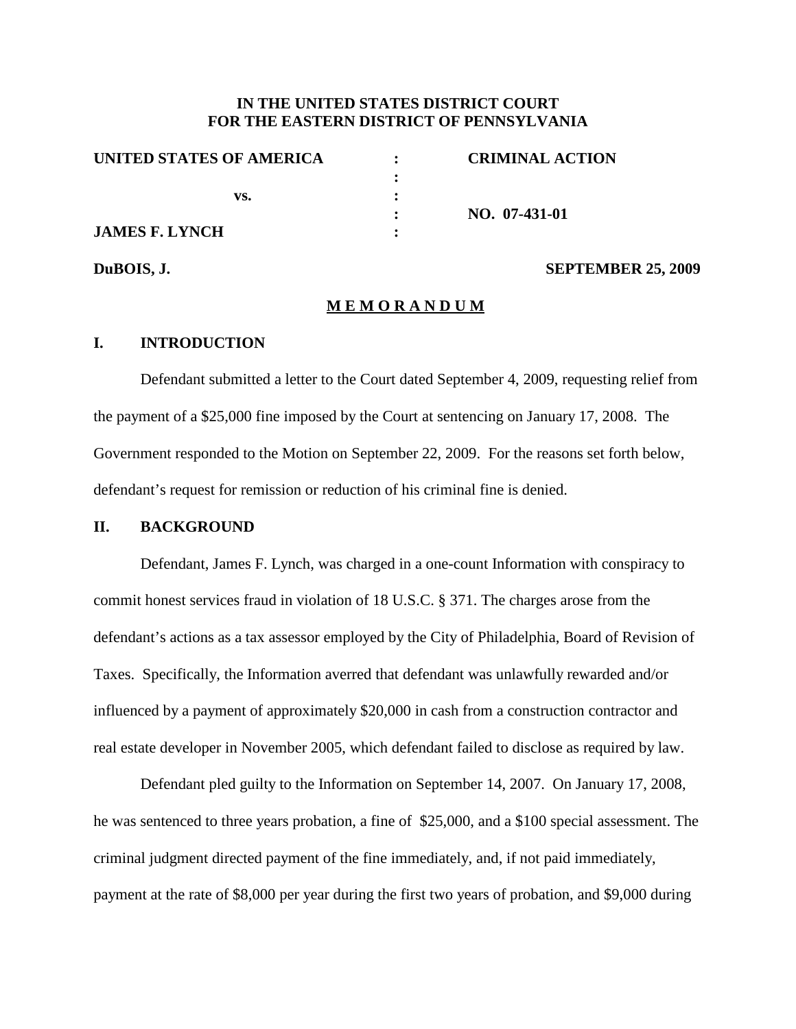**IN THE UNITED STATES DISTRICT COURT**
**FOR THE EASTERN DISTRICT OF PENNSYLVANIA**

| | | |
|---|---|---|
| **UNITED STATES OF AMERICA** | : | **CRIMINAL ACTION** |
| | : | |
| **vs.** | : | |
| | : | **NO. 07-431-01** |
| **JAMES F. LYNCH** | : | |

**DuBOIS, J.** **SEPTEMBER 25, 2009**

## M E M O R A N D U M

## I. INTRODUCTION

Defendant submitted a letter to the Court dated September 4, 2009, requesting relief from the payment of a $25,000 fine imposed by the Court at sentencing on January 17, 2008. The Government responded to the Motion on September 22, 2009. For the reasons set forth below, defendant's request for remission or reduction of his criminal fine is denied.

## II. BACKGROUND

Defendant, James F. Lynch, was charged in a one-count Information with conspiracy to commit honest services fraud in violation of 18 U.S.C. § 371. The charges arose from the defendant's actions as a tax assessor employed by the City of Philadelphia, Board of Revision of Taxes. Specifically, the Information averred that defendant was unlawfully rewarded and/or influenced by a payment of approximately $20,000 in cash from a construction contractor and real estate developer in November 2005, which defendant failed to disclose as required by law.

Defendant pled guilty to the Information on September 14, 2007. On January 17, 2008, he was sentenced to three years probation, a fine of $25,000, and a $100 special assessment. The criminal judgment directed payment of the fine immediately, and, if not paid immediately, payment at the rate of $8,000 per year during the first two years of probation, and $9,000 during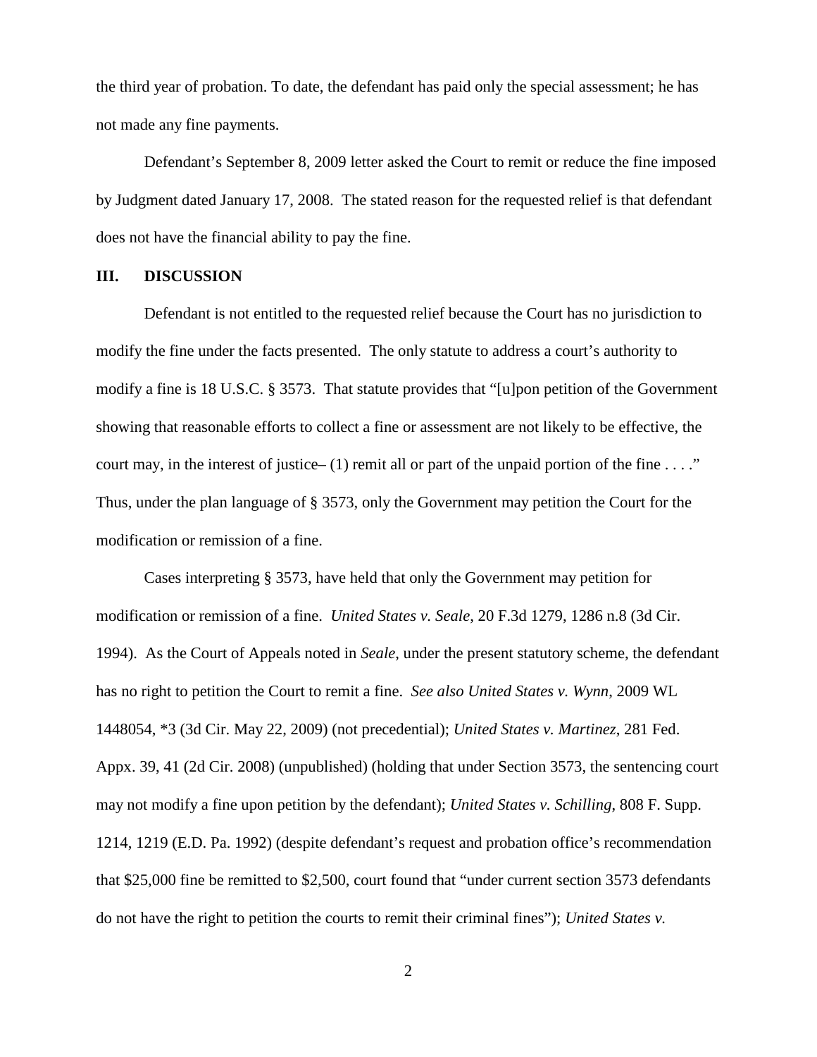the third year of probation. To date, the defendant has paid only the special assessment; he has not made any fine payments.

Defendant's September 8, 2009 letter asked the Court to remit or reduce the fine imposed by Judgment dated January 17, 2008. The stated reason for the requested relief is that defendant does not have the financial ability to pay the fine.

## III. DISCUSSION

Defendant is not entitled to the requested relief because the Court has no jurisdiction to modify the fine under the facts presented. The only statute to address a court's authority to modify a fine is 18 U.S.C. § 3573. That statute provides that "[u]pon petition of the Government showing that reasonable efforts to collect a fine or assessment are not likely to be effective, the court may, in the interest of justice– (1) remit all or part of the unpaid portion of the fine . . . ." Thus, under the plan language of § 3573, only the Government may petition the Court for the modification or remission of a fine.

Cases interpreting § 3573, have held that only the Government may petition for modification or remission of a fine. *United States v. Seale*, 20 F.3d 1279, 1286 n.8 (3d Cir. 1994). As the Court of Appeals noted in *Seale*, under the present statutory scheme, the defendant has no right to petition the Court to remit a fine. *See also United States v. Wynn*, 2009 WL 1448054, *3 (3d Cir. May 22, 2009) (not precedential); *United States v. Martinez*, 281 Fed. Appx. 39, 41 (2d Cir. 2008) (unpublished) (holding that under Section 3573, the sentencing court may not modify a fine upon petition by the defendant); *United States v. Schilling*, 808 F. Supp. 1214, 1219 (E.D. Pa. 1992) (despite defendant's request and probation office's recommendation that $25,000 fine be remitted to $2,500, court found that "under current section 3573 defendants do not have the right to petition the courts to remit their criminal fines"); *United States v.*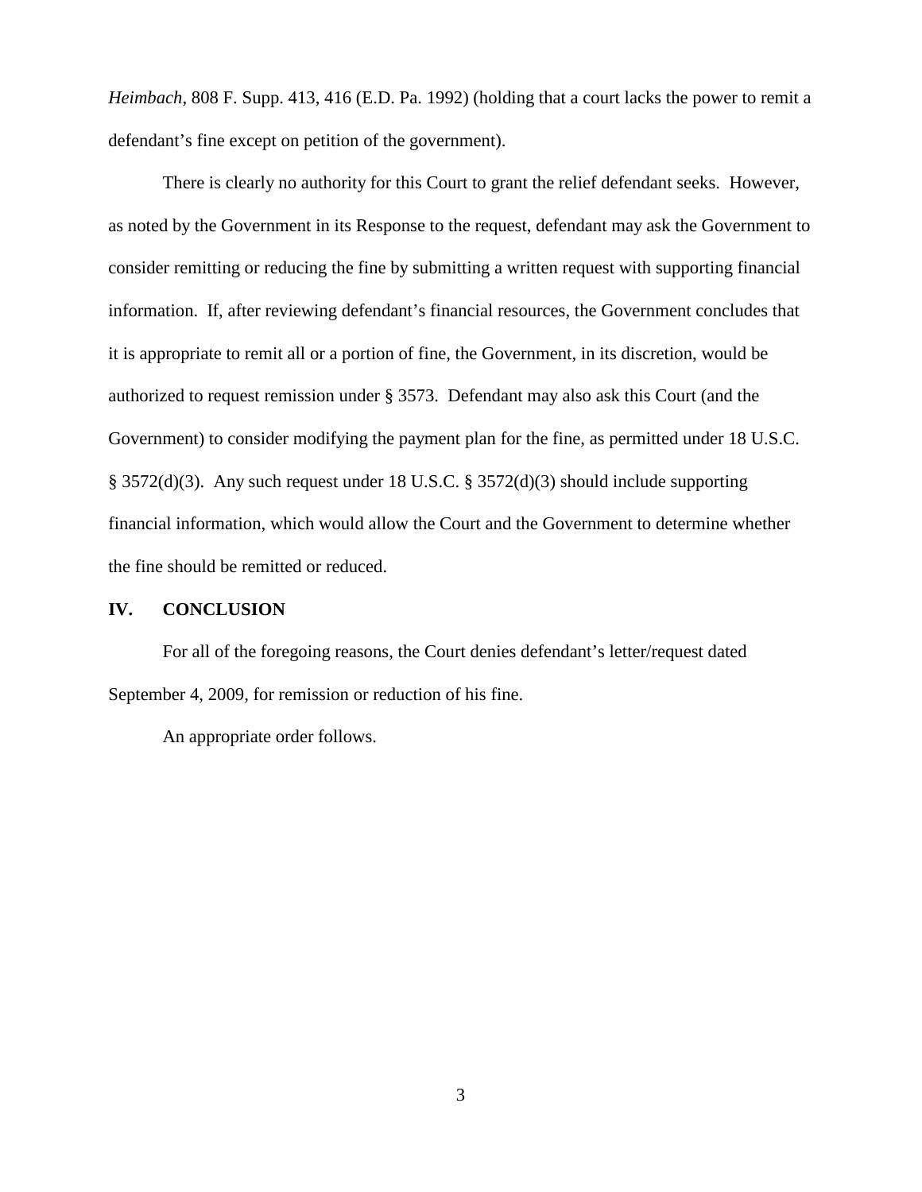*Heimbach*, 808 F. Supp. 413, 416 (E.D. Pa. 1992) (holding that a court lacks the power to remit a defendant's fine except on petition of the government).

There is clearly no authority for this Court to grant the relief defendant seeks. However, as noted by the Government in its Response to the request, defendant may ask the Government to consider remitting or reducing the fine by submitting a written request with supporting financial information. If, after reviewing defendant's financial resources, the Government concludes that it is appropriate to remit all or a portion of fine, the Government, in its discretion, would be authorized to request remission under § 3573. Defendant may also ask this Court (and the Government) to consider modifying the payment plan for the fine, as permitted under 18 U.S.C. § 3572(d)(3). Any such request under 18 U.S.C. § 3572(d)(3) should include supporting financial information, which would allow the Court and the Government to determine whether the fine should be remitted or reduced.

## IV. CONCLUSION

For all of the foregoing reasons, the Court denies defendant's letter/request dated September 4, 2009, for remission or reduction of his fine.

An appropriate order follows.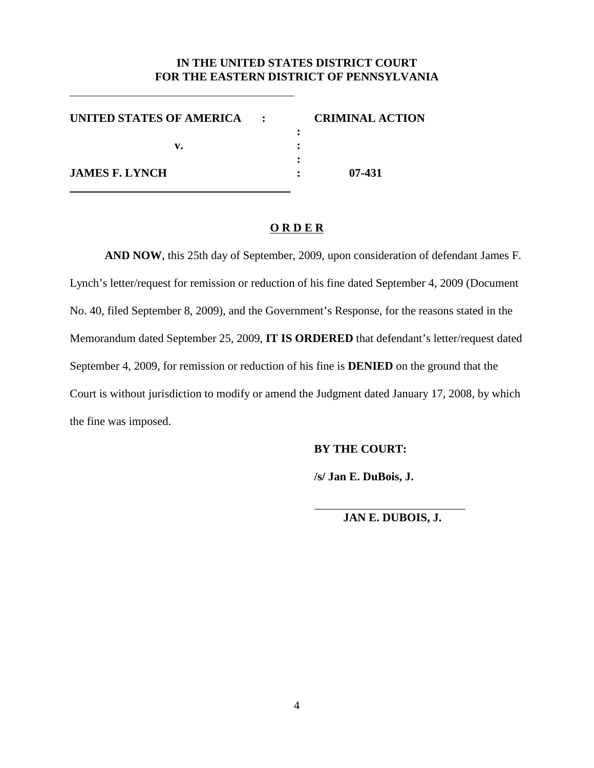**IN THE UNITED STATES DISTRICT COURT**
**FOR THE EASTERN DISTRICT OF PENNSYLVANIA**

| | | |
|---|---|---|
| **UNITED STATES OF AMERICA** | : | **CRIMINAL ACTION** |
| | : | |
| **v.** | : | |
| | : | |
| **JAMES F. LYNCH** | : | **07-431** |

**O R D E R**

**AND NOW**, this 25th day of September, 2009, upon consideration of defendant James F. Lynch's letter/request for remission or reduction of his fine dated September 4, 2009 (Document No. 40, filed September 8, 2009), and the Government's Response, for the reasons stated in the Memorandum dated September 25, 2009, **IT IS ORDERED** that defendant's letter/request dated September 4, 2009, for remission or reduction of his fine is **DENIED** on the ground that the Court is without jurisdiction to modify or amend the Judgment dated January 17, 2008, by which the fine was imposed.

**BY THE COURT:**

**/s/ Jan E. DuBois, J.**

**JAN E. DUBOIS, J.**